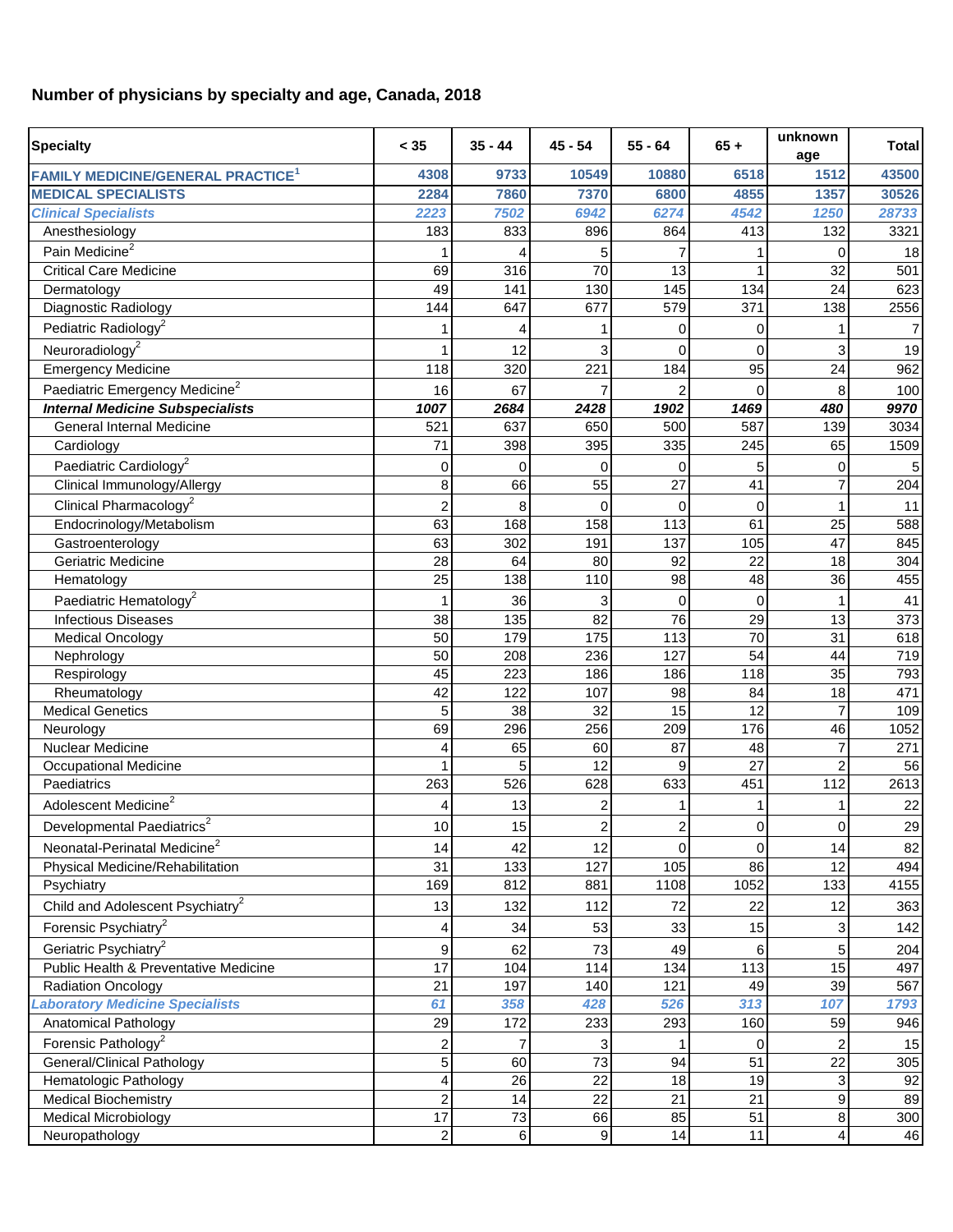## Number of physicians by specialty and age, Canada, 2018

| Specialty | < 35 | 35 - 44 | 45 - 54 | 55 - 64 | 65 + | unknown age | Total |
|---|---|---|---|---|---|---|---|
| **FAMILY MEDICINE/GENERAL PRACTICE[1]** | **4308** | **9733** | **10549** | **10880** | **6518** | **1512** | **43500** |
| **MEDICAL SPECIALISTS** | **2284** | **7860** | **7370** | **6800** | **4855** | **1357** | **30526** |
| ***Clinical Specialists*** | ***2223*** | ***7502*** | ***6942*** | ***6274*** | ***4542*** | ***1250*** | ***28733*** |
| Anesthesiology | 183 | 833 | 896 | 864 | 413 | 132 | 3321 |
| Pain Medicine[2] | 1 | 4 | 5 | 7 | 1 | 0 | 18 |
| Critical Care Medicine | 69 | 316 | 70 | 13 | 1 | 32 | 501 |
| Dermatology | 49 | 141 | 130 | 145 | 134 | 24 | 623 |
| Diagnostic Radiology | 144 | 647 | 677 | 579 | 371 | 138 | 2556 |
| Pediatric Radiology[2] | 1 | 4 | 1 | 0 | 0 | 1 | 7 |
| Neuroradiology[2] | 1 | 12 | 3 | 0 | 0 | 3 | 19 |
| Emergency Medicine | 118 | 320 | 221 | 184 | 95 | 24 | 962 |
| Paediatric Emergency Medicine[2] | 16 | 67 | 7 | 2 | 0 | 8 | 100 |
| ***Internal Medicine Subspecialists*** | ***1007*** | ***2684*** | ***2428*** | ***1902*** | ***1469*** | ***480*** | ***9970*** |
| General Internal Medicine | 521 | 637 | 650 | 500 | 587 | 139 | 3034 |
| Cardiology | 71 | 398 | 395 | 335 | 245 | 65 | 1509 |
| Paediatric Cardiology[2] | 0 | 0 | 0 | 0 | 5 | 0 | 5 |
| Clinical Immunology/Allergy | 8 | 66 | 55 | 27 | 41 | 7 | 204 |
| Clinical Pharmacology[2] | 2 | 8 | 0 | 0 | 0 | 1 | 11 |
| Endocrinology/Metabolism | 63 | 168 | 158 | 113 | 61 | 25 | 588 |
| Gastroenterology | 63 | 302 | 191 | 137 | 105 | 47 | 845 |
| Geriatric Medicine | 28 | 64 | 80 | 92 | 22 | 18 | 304 |
| Hematology | 25 | 138 | 110 | 98 | 48 | 36 | 455 |
| Paediatric Hematology[2] | 1 | 36 | 3 | 0 | 0 | 1 | 41 |
| Infectious Diseases | 38 | 135 | 82 | 76 | 29 | 13 | 373 |
| Medical Oncology | 50 | 179 | 175 | 113 | 70 | 31 | 618 |
| Nephrology | 50 | 208 | 236 | 127 | 54 | 44 | 719 |
| Respirology | 45 | 223 | 186 | 186 | 118 | 35 | 793 |
| Rheumatology | 42 | 122 | 107 | 98 | 84 | 18 | 471 |
| Medical Genetics | 5 | 38 | 32 | 15 | 12 | 7 | 109 |
| Neurology | 69 | 296 | 256 | 209 | 176 | 46 | 1052 |
| Nuclear Medicine | 4 | 65 | 60 | 87 | 48 | 7 | 271 |
| Occupational Medicine | 1 | 5 | 12 | 9 | 27 | 2 | 56 |
| Paediatrics | 263 | 526 | 628 | 633 | 451 | 112 | 2613 |
| Adolescent Medicine[2] | 4 | 13 | 2 | 1 | 1 | 1 | 22 |
| Developmental Paediatrics[2] | 10 | 15 | 2 | 2 | 0 | 0 | 29 |
| Neonatal-Perinatal Medicine[2] | 14 | 42 | 12 | 0 | 0 | 14 | 82 |
| Physical Medicine/Rehabilitation | 31 | 133 | 127 | 105 | 86 | 12 | 494 |
| Psychiatry | 169 | 812 | 881 | 1108 | 1052 | 133 | 4155 |
| Child and Adolescent Psychiatry[2] | 13 | 132 | 112 | 72 | 22 | 12 | 363 |
| Forensic Psychiatry[2] | 4 | 34 | 53 | 33 | 15 | 3 | 142 |
| Geriatric Psychiatry[2] | 9 | 62 | 73 | 49 | 6 | 5 | 204 |
| Public Health & Preventative Medicine | 17 | 104 | 114 | 134 | 113 | 15 | 497 |
| Radiation Oncology | 21 | 197 | 140 | 121 | 49 | 39 | 567 |
| ***Laboratory Medicine Specialists*** | ***61*** | ***358*** | ***428*** | ***526*** | ***313*** | ***107*** | ***1793*** |
| Anatomical Pathology | 29 | 172 | 233 | 293 | 160 | 59 | 946 |
| Forensic Pathology[2] | 2 | 7 | 3 | 1 | 0 | 2 | 15 |
| General/Clinical Pathology | 5 | 60 | 73 | 94 | 51 | 22 | 305 |
| Hematologic Pathology | 4 | 26 | 22 | 18 | 19 | 3 | 92 |
| Medical Biochemistry | 2 | 14 | 22 | 21 | 21 | 9 | 89 |
| Medical Microbiology | 17 | 73 | 66 | 85 | 51 | 8 | 300 |
| Neuropathology | 2 | 6 | 9 | 14 | 11 | 4 | 46 |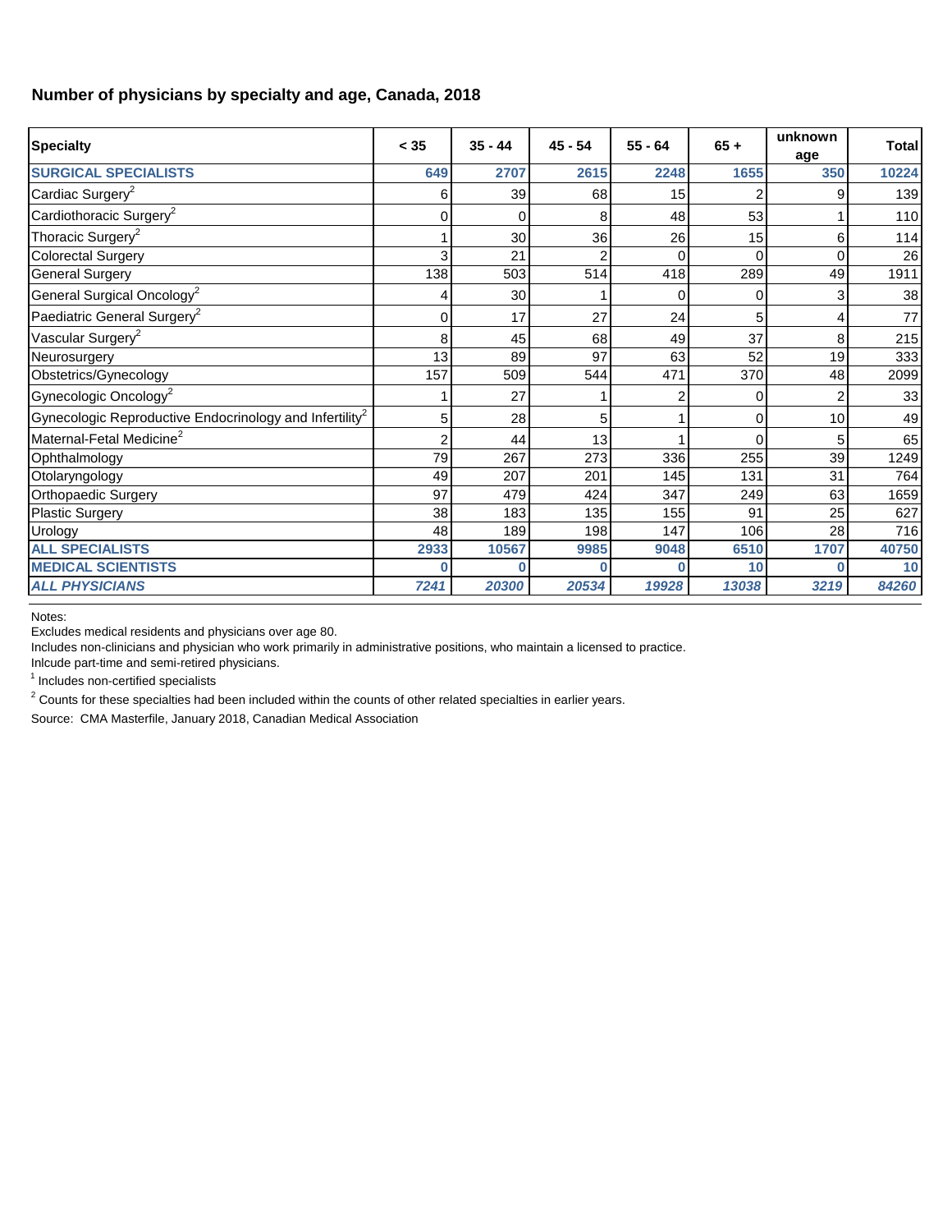## Number of physicians by specialty and age, Canada, 2018

| Specialty | < 35 | 35 - 44 | 45 - 54 | 55 - 64 | 65 + | unknown age | Total |
|---|---|---|---|---|---|---|---|
| **SURGICAL SPECIALISTS** | **649** | **2707** | **2615** | **2248** | **1655** | **350** | **10224** |
| Cardiac Surgery[2] | 6 | 39 | 68 | 15 | 2 | 9 | 139 |
| Cardiothoracic Surgery[2] | 0 | 0 | 8 | 48 | 53 | 1 | 110 |
| Thoracic Surgery[2] | 1 | 30 | 36 | 26 | 15 | 6 | 114 |
| Colorectal Surgery | 3 | 21 | 2 | 0 | 0 | 0 | 26 |
| General Surgery | 138 | 503 | 514 | 418 | 289 | 49 | 1911 |
| General Surgical Oncology[2] | 4 | 30 | 1 | 0 | 0 | 3 | 38 |
| Paediatric General Surgery[2] | 0 | 17 | 27 | 24 | 5 | 4 | 77 |
| Vascular Surgery[2] | 8 | 45 | 68 | 49 | 37 | 8 | 215 |
| Neurosurgery | 13 | 89 | 97 | 63 | 52 | 19 | 333 |
| Obstetrics/Gynecology | 157 | 509 | 544 | 471 | 370 | 48 | 2099 |
| Gynecologic Oncology[2] | 1 | 27 | 1 | 2 | 0 | 2 | 33 |
| Gynecologic Reproductive Endocrinology and Infertility[2] | 5 | 28 | 5 | 1 | 0 | 10 | 49 |
| Maternal-Fetal Medicine[2] | 2 | 44 | 13 | 1 | 0 | 5 | 65 |
| Ophthalmology | 79 | 267 | 273 | 336 | 255 | 39 | 1249 |
| Otolaryngology | 49 | 207 | 201 | 145 | 131 | 31 | 764 |
| Orthopaedic Surgery | 97 | 479 | 424 | 347 | 249 | 63 | 1659 |
| Plastic Surgery | 38 | 183 | 135 | 155 | 91 | 25 | 627 |
| Urology | 48 | 189 | 198 | 147 | 106 | 28 | 716 |
| **ALL SPECIALISTS** | **2933** | **10567** | **9985** | **9048** | **6510** | **1707** | **40750** |
| **MEDICAL SCIENTISTS** | **0** | **0** | **0** | **0** | **10** | **0** | **10** |
| ***ALL PHYSICIANS*** | ***7241*** | ***20300*** | ***20534*** | ***19928*** | ***13038*** | ***3219*** | ***84260*** |

Notes:

Excludes medical residents and physicians over age 80.

Includes non-clinicians and physician who work primarily in administrative positions, who maintain a licensed to practice.

Inlcude part-time and semi-retired physicians.

[1] Includes non-certified specialists

[2] Counts for these specialties had been included within the counts of other related specialties in earlier years.

Source: CMA Masterfile, January 2018, Canadian Medical Association